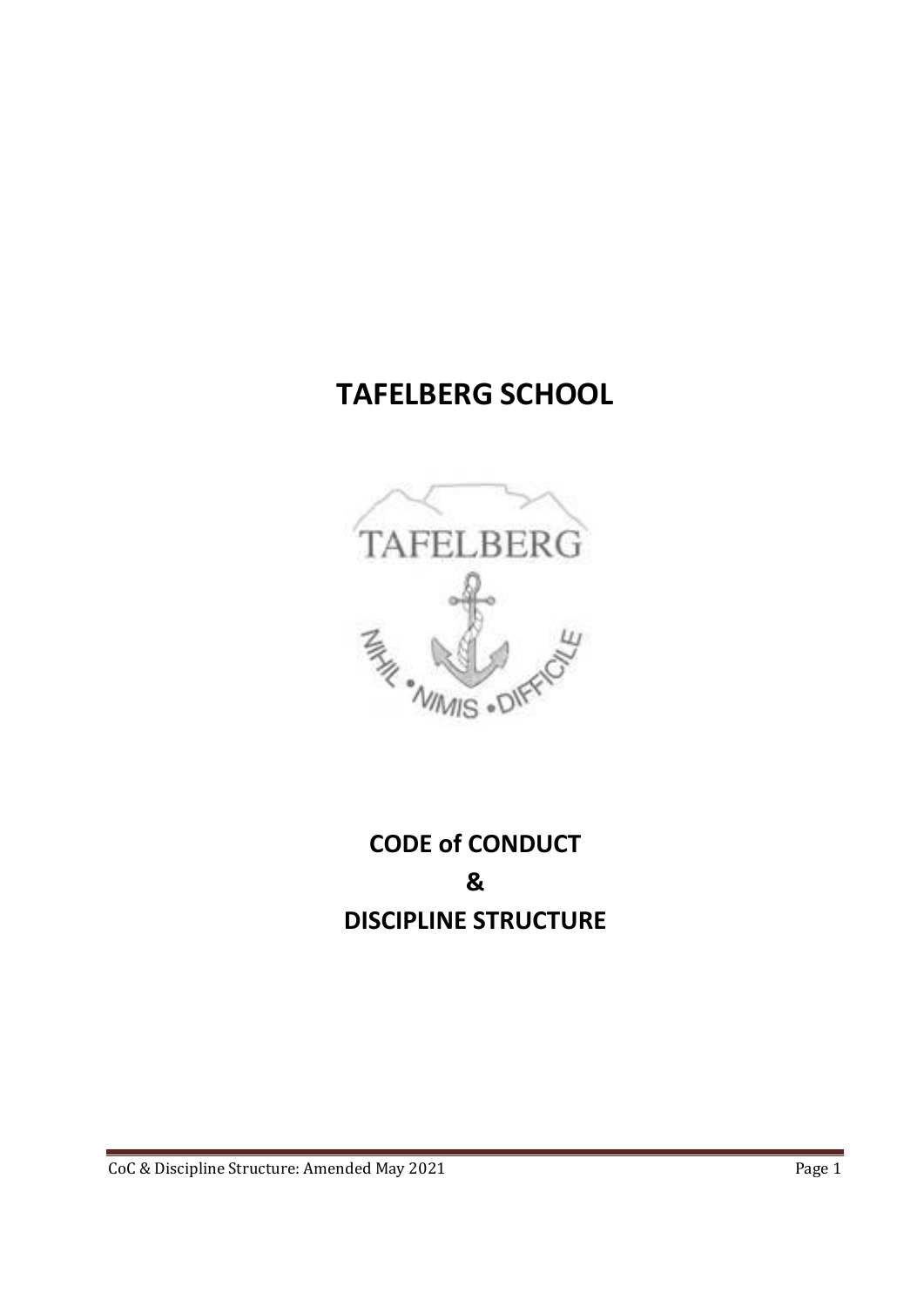# TAFELBERG SCHOOL

# CODE of CONDUCT

# &

# DISCIPLINE STRUCTURE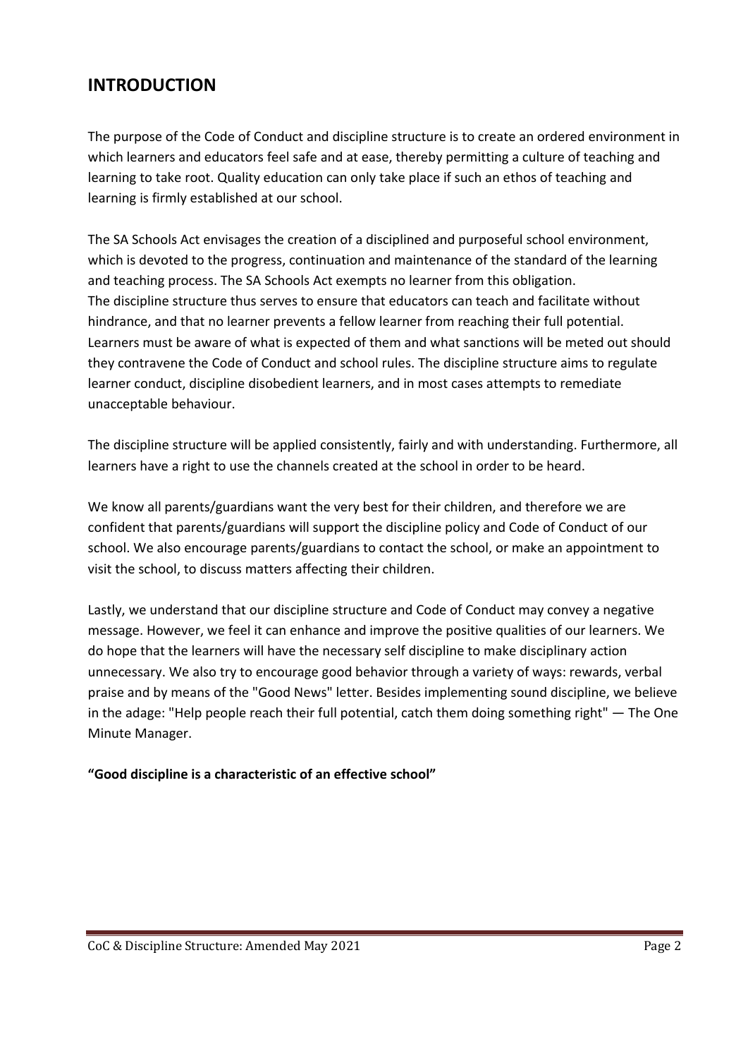## INTRODUCTION

The purpose of the Code of Conduct and discipline structure is to create an ordered environment in which learners and educators feel safe and at ease, thereby permitting a culture of teaching and learning to take root. Quality education can only take place if such an ethos of teaching and learning is firmly established at our school.

The SA Schools Act envisages the creation of a disciplined and purposeful school environment, which is devoted to the progress, continuation and maintenance of the standard of the learning and teaching process. The SA Schools Act exempts no learner from this obligation. The discipline structure thus serves to ensure that educators can teach and facilitate without hindrance, and that no learner prevents a fellow learner from reaching their full potential. Learners must be aware of what is expected of them and what sanctions will be meted out should they contravene the Code of Conduct and school rules. The discipline structure aims to regulate learner conduct, discipline disobedient learners, and in most cases attempts to remediate unacceptable behaviour.

The discipline structure will be applied consistently, fairly and with understanding. Furthermore, all learners have a right to use the channels created at the school in order to be heard.

We know all parents/guardians want the very best for their children, and therefore we are confident that parents/guardians will support the discipline policy and Code of Conduct of our school. We also encourage parents/guardians to contact the school, or make an appointment to visit the school, to discuss matters affecting their children.

Lastly, we understand that our discipline structure and Code of Conduct may convey a negative message. However, we feel it can enhance and improve the positive qualities of our learners. We do hope that the learners will have the necessary self discipline to make disciplinary action unnecessary. We also try to encourage good behavior through a variety of ways: rewards, verbal praise and by means of the "Good News" letter. Besides implementing sound discipline, we believe in the adage: "Help people reach their full potential, catch them doing something right" — The One Minute Manager.

**"Good discipline is a characteristic of an effective school"**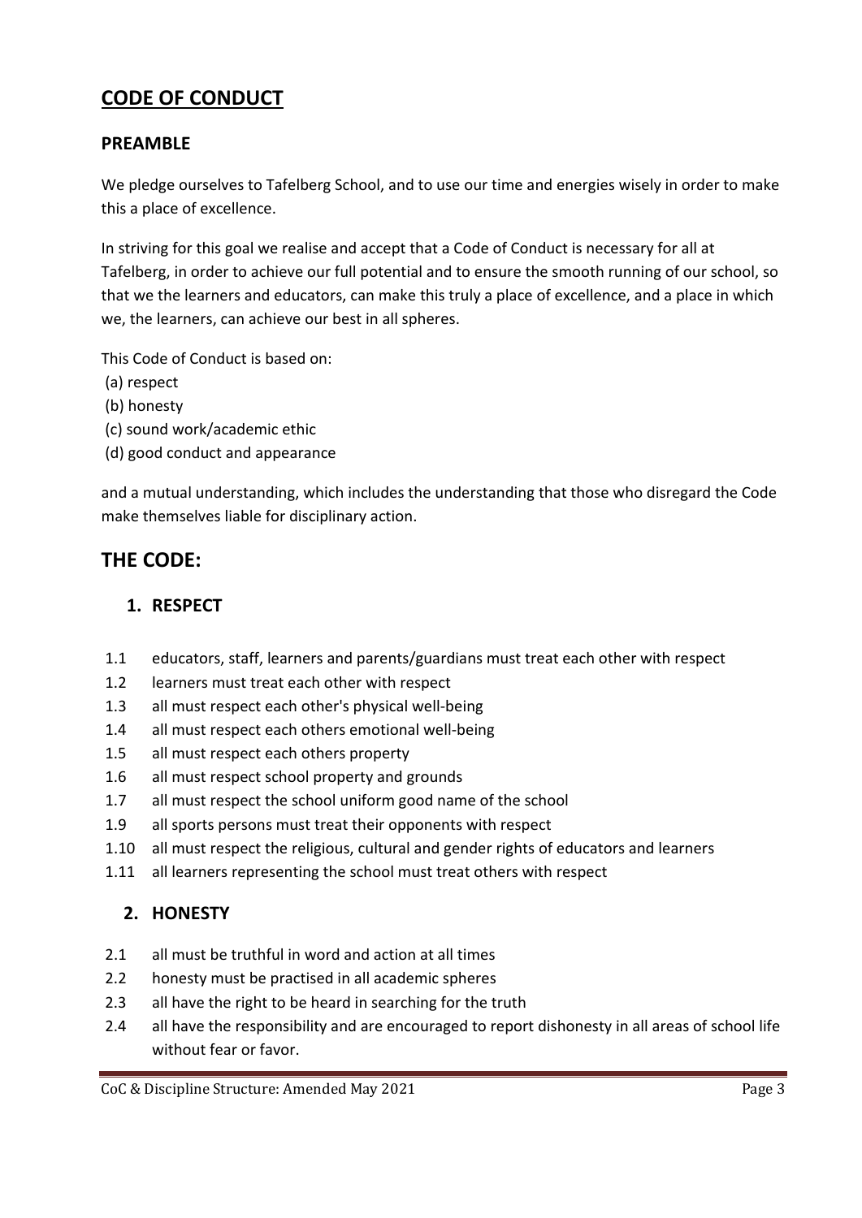# CODE OF CONDUCT

## PREAMBLE

We pledge ourselves to Tafelberg School, and to use our time and energies wisely in order to make this a place of excellence.

In striving for this goal we realise and accept that a Code of Conduct is necessary for all at Tafelberg, in order to achieve our full potential and to ensure the smooth running of our school, so that we the learners and educators, can make this truly a place of excellence, and a place in which we, the learners, can achieve our best in all spheres.

This Code of Conduct is based on:

(a) respect
(b) honesty
(c) sound work/academic ethic
(d) good conduct and appearance

and a mutual understanding, which includes the understanding that those who disregard the Code make themselves liable for disciplinary action.

# THE CODE:

## 1. RESPECT

1.1 educators, staff, learners and parents/guardians must treat each other with respect
1.2 learners must treat each other with respect
1.3 all must respect each other's physical well-being
1.4 all must respect each others emotional well-being
1.5 all must respect each others property
1.6 all must respect school property and grounds
1.7 all must respect the school uniform good name of the school
1.9 all sports persons must treat their opponents with respect
1.10 all must respect the religious, cultural and gender rights of educators and learners
1.11 all learners representing the school must treat others with respect

## 2. HONESTY

2.1 all must be truthful in word and action at all times
2.2 honesty must be practised in all academic spheres
2.3 all have the right to be heard in searching for the truth
2.4 all have the responsibility and are encouraged to report dishonesty in all areas of school life without fear or favor.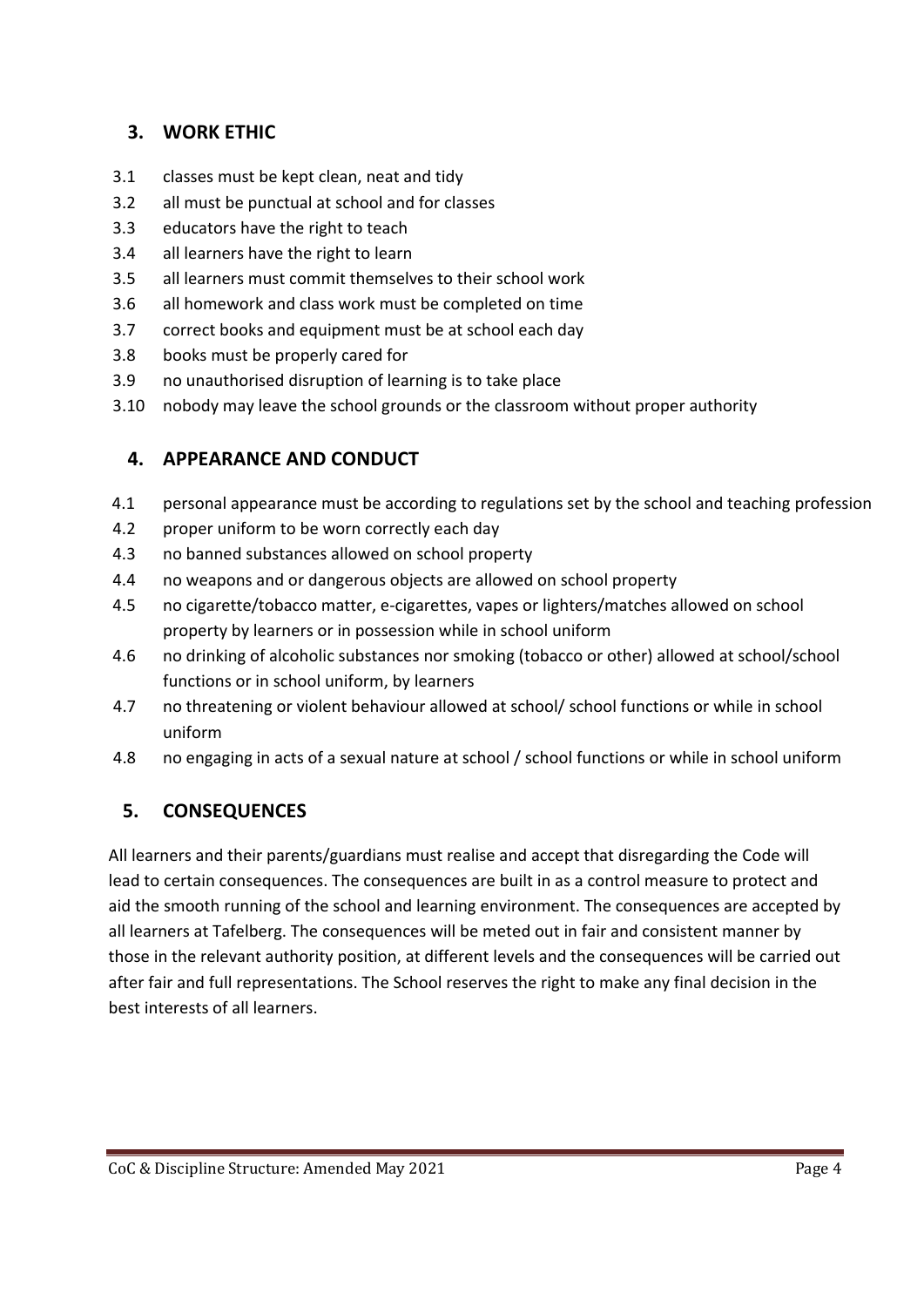## 3. WORK ETHIC

3.1 classes must be kept clean, neat and tidy

3.2 all must be punctual at school and for classes

3.3 educators have the right to teach

3.4 all learners have the right to learn

3.5 all learners must commit themselves to their school work

3.6 all homework and class work must be completed on time

3.7 correct books and equipment must be at school each day

3.8 books must be properly cared for

3.9 no unauthorised disruption of learning is to take place

3.10 nobody may leave the school grounds or the classroom without proper authority

## 4. APPEARANCE AND CONDUCT

4.1 personal appearance must be according to regulations set by the school and teaching profession

4.2 proper uniform to be worn correctly each day

4.3 no banned substances allowed on school property

4.4 no weapons and or dangerous objects are allowed on school property

4.5 no cigarette/tobacco matter, e-cigarettes, vapes or lighters/matches allowed on school property by learners or in possession while in school uniform

4.6 no drinking of alcoholic substances nor smoking (tobacco or other) allowed at school/school functions or in school uniform, by learners

4.7 no threatening or violent behaviour allowed at school/ school functions or while in school uniform

4.8 no engaging in acts of a sexual nature at school / school functions or while in school uniform

## 5. CONSEQUENCES

All learners and their parents/guardians must realise and accept that disregarding the Code will lead to certain consequences. The consequences are built in as a control measure to protect and aid the smooth running of the school and learning environment. The consequences are accepted by all learners at Tafelberg. The consequences will be meted out in fair and consistent manner by those in the relevant authority position, at different levels and the consequences will be carried out after fair and full representations. The School reserves the right to make any final decision in the best interests of all learners.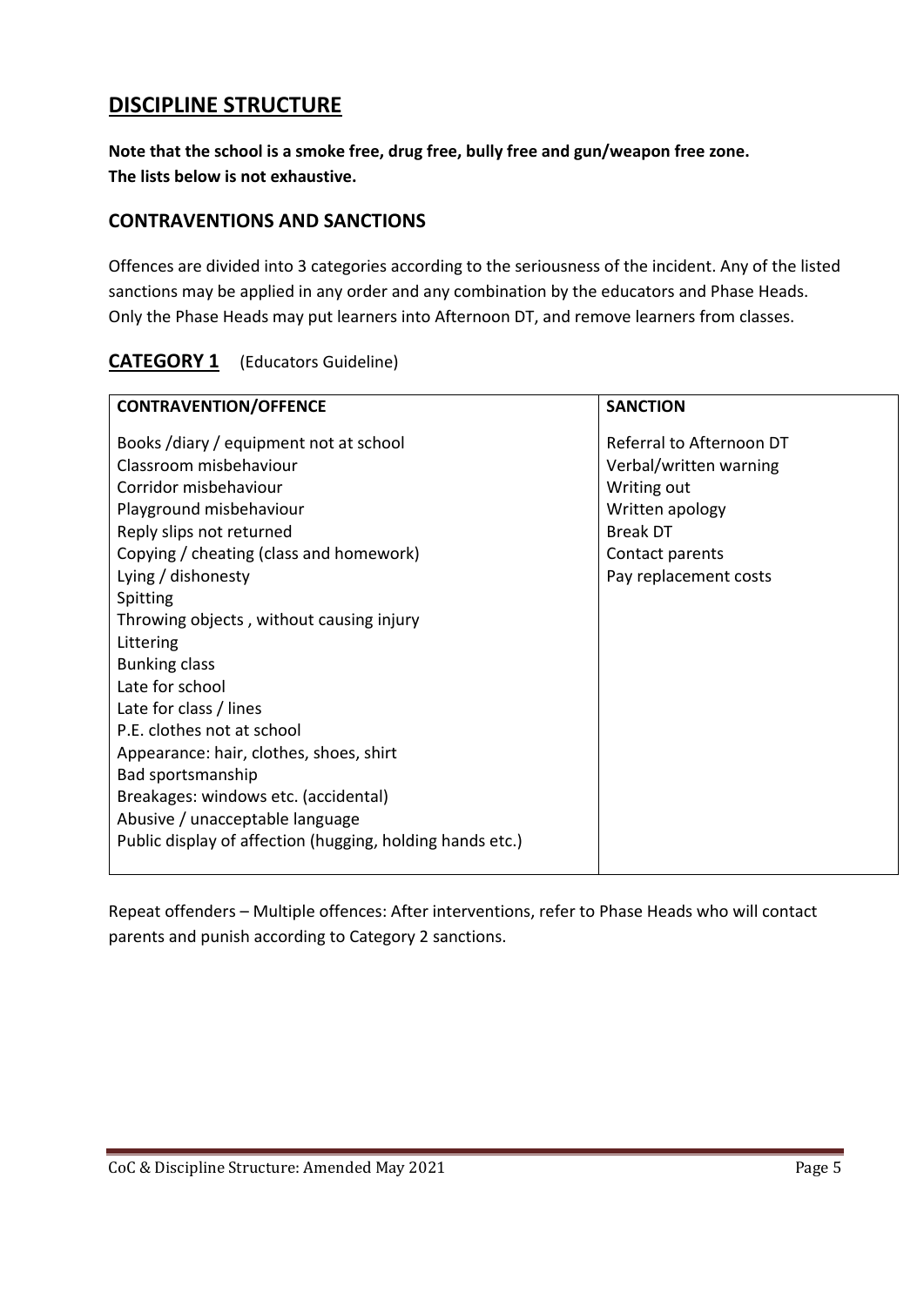## DISCIPLINE STRUCTURE

**Note that the school is a smoke free, drug free, bully free and gun/weapon free zone.**
**The lists below is not exhaustive.**

### CONTRAVENTIONS AND SANCTIONS

Offences are divided into 3 categories according to the seriousness of the incident. Any of the listed sanctions may be applied in any order and any combination by the educators and Phase Heads. Only the Phase Heads may put learners into Afternoon DT, and remove learners from classes.

### CATEGORY 1 (Educators Guideline)

| CONTRAVENTION/OFFENCE | SANCTION |
|---|---|
| Books /diary / equipment not at school | Referral to Afternoon DT |
| Classroom misbehaviour | Verbal/written warning |
| Corridor misbehaviour | Writing out |
| Playground misbehaviour | Written apology |
| Reply slips not returned | Break DT |
| Copying / cheating (class and homework) | Contact parents |
| Lying / dishonesty | Pay replacement costs |
| Spitting | |
| Throwing objects , without causing injury | |
| Littering | |
| Bunking class | |
| Late for school | |
| Late for class / lines | |
| P.E. clothes not at school | |
| Appearance: hair, clothes, shoes, shirt | |
| Bad sportsmanship | |
| Breakages: windows etc. (accidental) | |
| Abusive / unacceptable language | |
| Public display of affection (hugging, holding hands etc.) | |

Repeat offenders – Multiple offences: After interventions, refer to Phase Heads who will contact parents and punish according to Category 2 sanctions.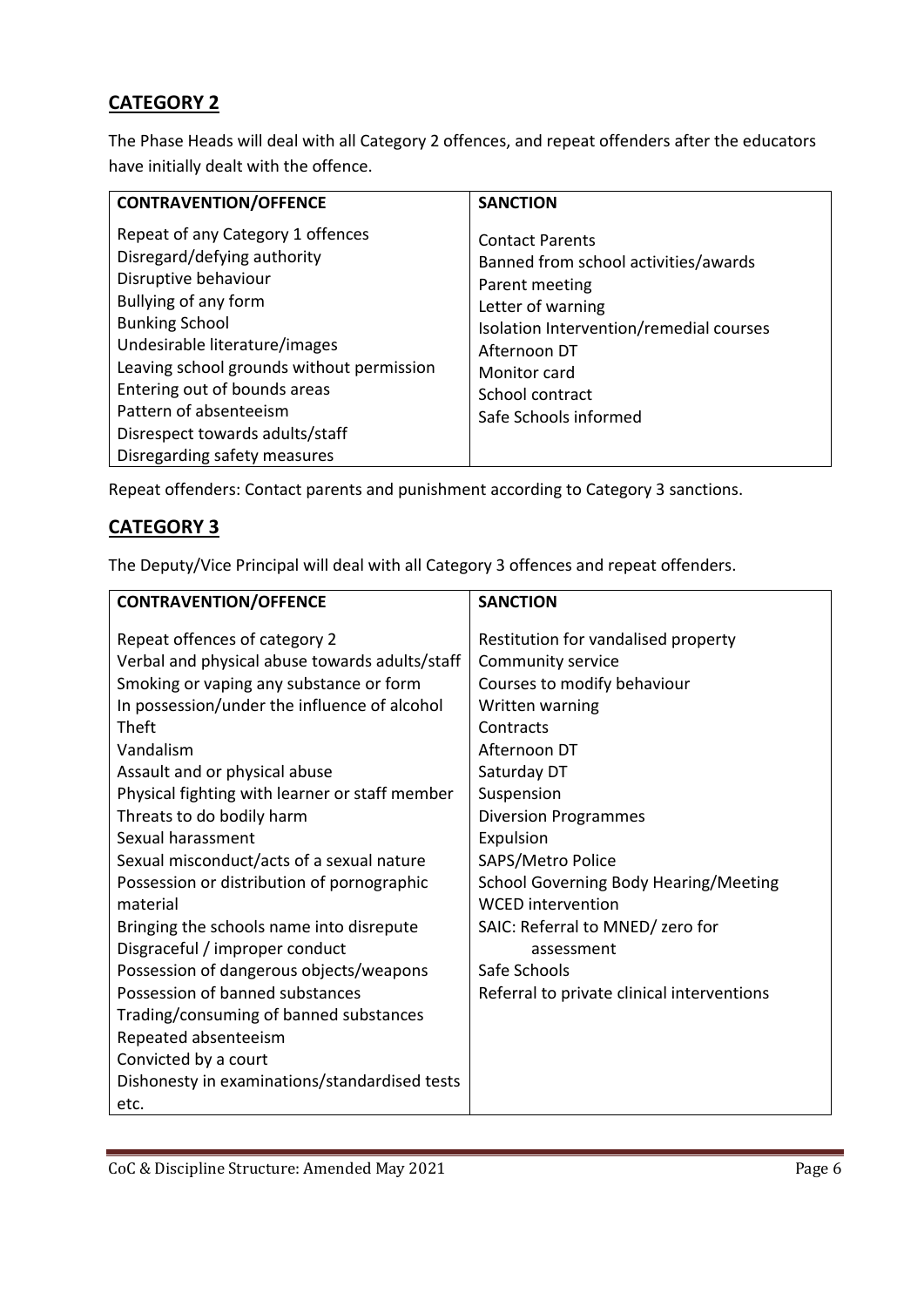## CATEGORY 2

The Phase Heads will deal with all Category 2 offences, and repeat offenders after the educators have initially dealt with the offence.

| CONTRAVENTION/OFFENCE | SANCTION |
|---|---|
| Repeat of any Category 1 offences<br>Disregard/defying authority<br>Disruptive behaviour<br>Bullying of any form<br>Bunking School<br>Undesirable literature/images<br>Leaving school grounds without permission<br>Entering out of bounds areas<br>Pattern of absenteeism<br>Disrespect towards adults/staff<br>Disregarding safety measures | Contact Parents<br>Banned from school activities/awards<br>Parent meeting<br>Letter of warning<br>Isolation Intervention/remedial courses<br>Afternoon DT<br>Monitor card<br>School contract<br>Safe Schools informed |

Repeat offenders: Contact parents and punishment according to Category 3 sanctions.

## CATEGORY 3

The Deputy/Vice Principal will deal with all Category 3 offences and repeat offenders.

| CONTRAVENTION/OFFENCE | SANCTION |
|---|---|
| Repeat offences of category 2<br>Verbal and physical abuse towards adults/staff<br>Smoking or vaping any substance or form<br>In possession/under the influence of alcohol<br>Theft<br>Vandalism<br>Assault and or physical abuse<br>Physical fighting with learner or staff member<br>Threats to do bodily harm<br>Sexual harassment<br>Sexual misconduct/acts of a sexual nature<br>Possession or distribution of pornographic material<br>Bringing the schools name into disrepute<br>Disgraceful / improper conduct<br>Possession of dangerous objects/weapons<br>Possession of banned substances<br>Trading/consuming of banned substances<br>Repeated absenteeism<br>Convicted by a court<br>Dishonesty in examinations/standardised tests etc. | Restitution for vandalised property<br>Community service<br>Courses to modify behaviour<br>Written warning<br>Contracts<br>Afternoon DT<br>Saturday DT<br>Suspension<br>Diversion Programmes<br>Expulsion<br>SAPS/Metro Police<br>School Governing Body Hearing/Meeting<br>WCED intervention<br>SAIC: Referral to MNED/ zero for assessment<br>Safe Schools<br>Referral to private clinical interventions |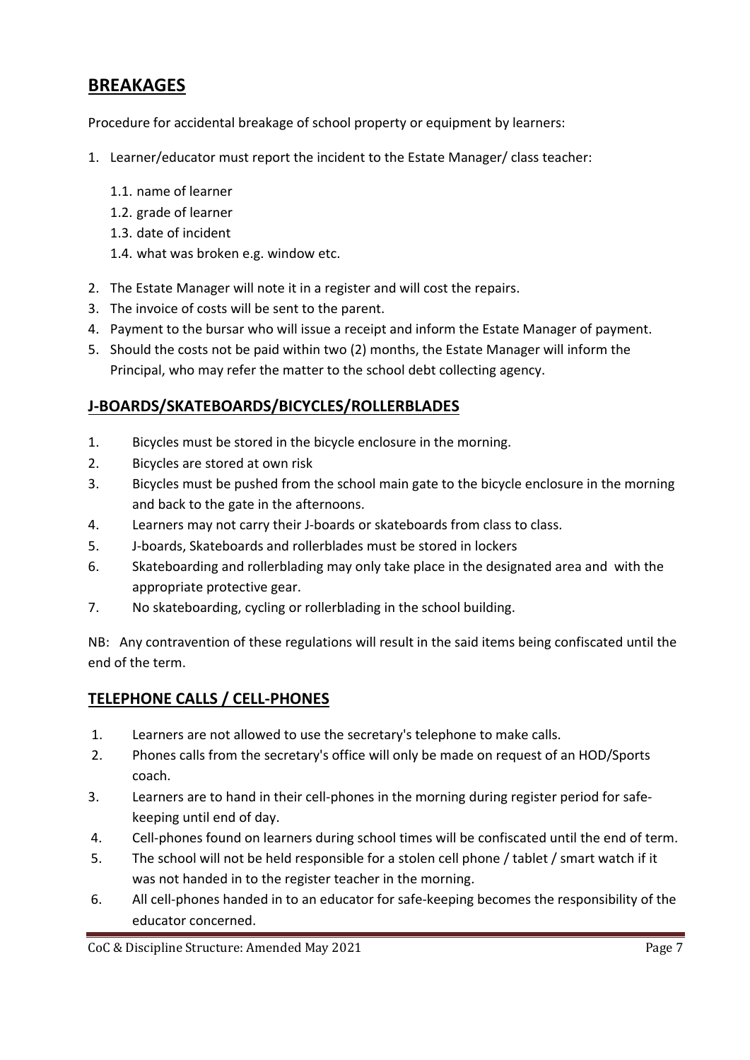## BREAKAGES

Procedure for accidental breakage of school property or equipment by learners:

1. Learner/educator must report the incident to the Estate Manager/ class teacher:
   1.1. name of learner
   1.2. grade of learner
   1.3. date of incident
   1.4. what was broken e.g. window etc.
2. The Estate Manager will note it in a register and will cost the repairs.
3. The invoice of costs will be sent to the parent.
4. Payment to the bursar who will issue a receipt and inform the Estate Manager of payment.
5. Should the costs not be paid within two (2) months, the Estate Manager will inform the Principal, who may refer the matter to the school debt collecting agency.

## J-BOARDS/SKATEBOARDS/BICYCLES/ROLLERBLADES

1. Bicycles must be stored in the bicycle enclosure in the morning.
2. Bicycles are stored at own risk
3. Bicycles must be pushed from the school main gate to the bicycle enclosure in the morning and back to the gate in the afternoons.
4. Learners may not carry their J-boards or skateboards from class to class.
5. J-boards, Skateboards and rollerblades must be stored in lockers
6. Skateboarding and rollerblading may only take place in the designated area and with the appropriate protective gear.
7. No skateboarding, cycling or rollerblading in the school building.

NB: Any contravention of these regulations will result in the said items being confiscated until the end of the term.

## TELEPHONE CALLS / CELL-PHONES

1. Learners are not allowed to use the secretary's telephone to make calls.
2. Phones calls from the secretary's office will only be made on request of an HOD/Sports coach.
3. Learners are to hand in their cell-phones in the morning during register period for safe-keeping until end of day.
4. Cell-phones found on learners during school times will be confiscated until the end of term.
5. The school will not be held responsible for a stolen cell phone / tablet / smart watch if it was not handed in to the register teacher in the morning.
6. All cell-phones handed in to an educator for safe-keeping becomes the responsibility of the educator concerned.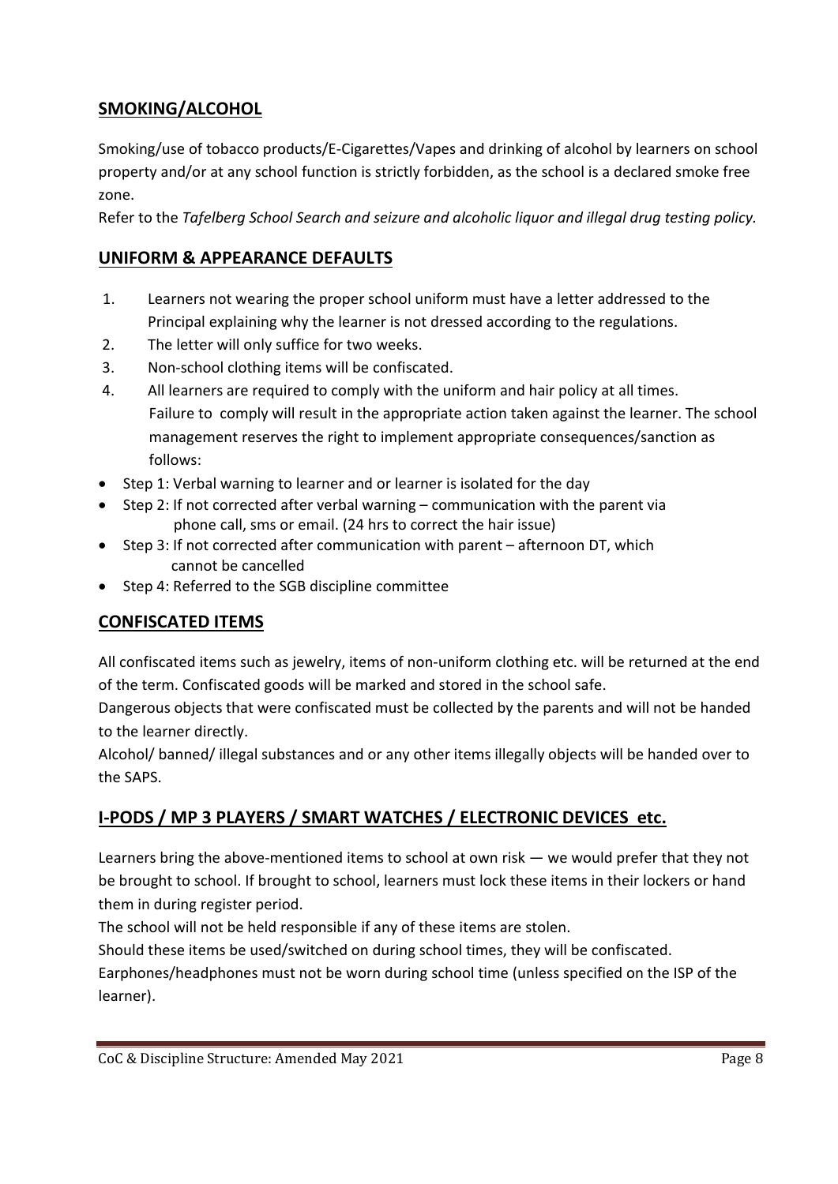## **SMOKING/ALCOHOL**

Smoking/use of tobacco products/E-Cigarettes/Vapes and drinking of alcohol by learners on school property and/or at any school function is strictly forbidden, as the school is a declared smoke free zone.

Refer to the *Tafelberg School Search and seizure and alcoholic liquor and illegal drug testing policy.*

## **UNIFORM & APPEARANCE DEFAULTS**

1. Learners not wearing the proper school uniform must have a letter addressed to the Principal explaining why the learner is not dressed according to the regulations.
2. The letter will only suffice for two weeks.
3. Non-school clothing items will be confiscated.
4. All learners are required to comply with the uniform and hair policy at all times. Failure to comply will result in the appropriate action taken against the learner. The school management reserves the right to implement appropriate consequences/sanction as follows:

- Step 1: Verbal warning to learner and or learner is isolated for the day
- Step 2: If not corrected after verbal warning – communication with the parent via phone call, sms or email. (24 hrs to correct the hair issue)
- Step 3: If not corrected after communication with parent – afternoon DT, which cannot be cancelled
- Step 4: Referred to the SGB discipline committee

## **CONFISCATED ITEMS**

All confiscated items such as jewelry, items of non-uniform clothing etc. will be returned at the end of the term. Confiscated goods will be marked and stored in the school safe.

Dangerous objects that were confiscated must be collected by the parents and will not be handed to the learner directly.

Alcohol/ banned/ illegal substances and or any other items illegally objects will be handed over to the SAPS.

## **I-PODS / MP 3 PLAYERS / SMART WATCHES / ELECTRONIC DEVICES etc.**

Learners bring the above-mentioned items to school at own risk — we would prefer that they not be brought to school. If brought to school, learners must lock these items in their lockers or hand them in during register period.

The school will not be held responsible if any of these items are stolen.

Should these items be used/switched on during school times, they will be confiscated.

Earphones/headphones must not be worn during school time (unless specified on the ISP of the learner).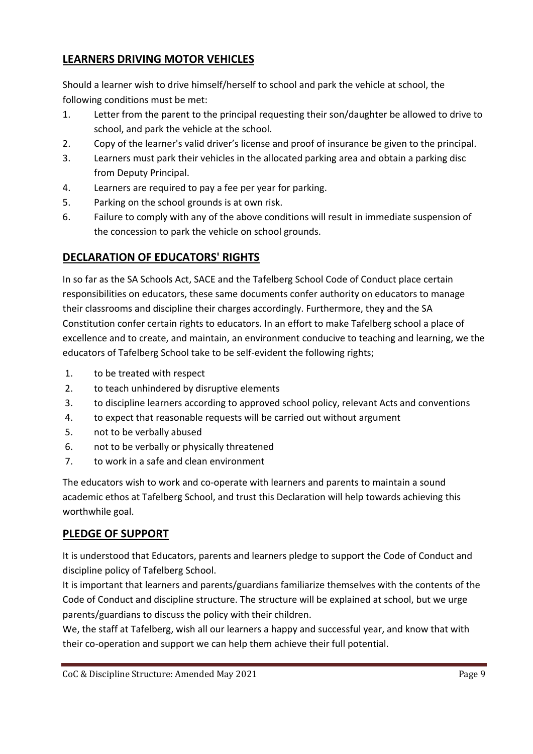## LEARNERS DRIVING MOTOR VEHICLES

Should a learner wish to drive himself/herself to school and park the vehicle at school, the following conditions must be met:

1. Letter from the parent to the principal requesting their son/daughter be allowed to drive to school, and park the vehicle at the school.
2. Copy of the learner's valid driver's license and proof of insurance be given to the principal.
3. Learners must park their vehicles in the allocated parking area and obtain a parking disc from Deputy Principal.
4. Learners are required to pay a fee per year for parking.
5. Parking on the school grounds is at own risk.
6. Failure to comply with any of the above conditions will result in immediate suspension of the concession to park the vehicle on school grounds.

## DECLARATION OF EDUCATORS' RIGHTS

In so far as the SA Schools Act, SACE and the Tafelberg School Code of Conduct place certain responsibilities on educators, these same documents confer authority on educators to manage their classrooms and discipline their charges accordingly. Furthermore, they and the SA Constitution confer certain rights to educators. In an effort to make Tafelberg school a place of excellence and to create, and maintain, an environment conducive to teaching and learning, we the educators of Tafelberg School take to be self-evident the following rights;

1. to be treated with respect
2. to teach unhindered by disruptive elements
3. to discipline learners according to approved school policy, relevant Acts and conventions
4. to expect that reasonable requests will be carried out without argument
5. not to be verbally abused
6. not to be verbally or physically threatened
7. to work in a safe and clean environment

The educators wish to work and co-operate with learners and parents to maintain a sound academic ethos at Tafelberg School, and trust this Declaration will help towards achieving this worthwhile goal.

## PLEDGE OF SUPPORT

It is understood that Educators, parents and learners pledge to support the Code of Conduct and discipline policy of Tafelberg School.

It is important that learners and parents/guardians familiarize themselves with the contents of the Code of Conduct and discipline structure. The structure will be explained at school, but we urge parents/guardians to discuss the policy with their children.

We, the staff at Tafelberg, wish all our learners a happy and successful year, and know that with their co-operation and support we can help them achieve their full potential.